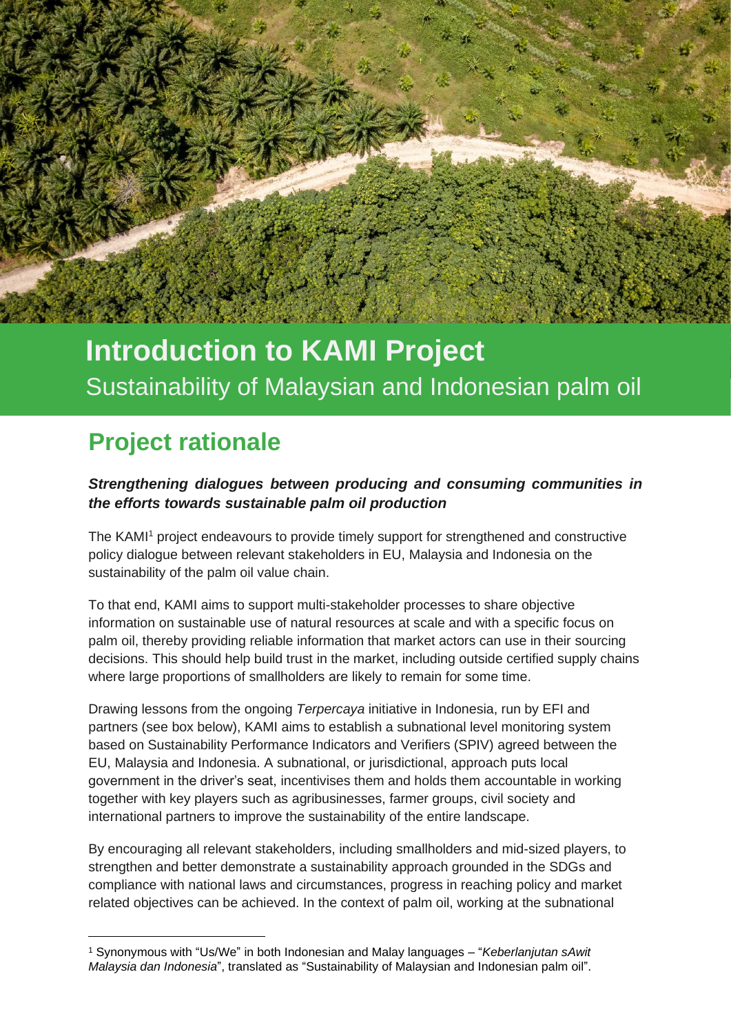# Introduction to KAMI Project

Sustainability of Malaysian and Indonesian palm oil

## Project rationale

***Strengthening dialogues between producing and consuming communities in the efforts towards sustainable palm oil production***

The KAMI[1] project endeavours to provide timely support for strengthened and constructive policy dialogue between relevant stakeholders in EU, Malaysia and Indonesia on the sustainability of the palm oil value chain.

To that end, KAMI aims to support multi-stakeholder processes to share objective information on sustainable use of natural resources at scale and with a specific focus on palm oil, thereby providing reliable information that market actors can use in their sourcing decisions. This should help build trust in the market, including outside certified supply chains where large proportions of smallholders are likely to remain for some time.

Drawing lessons from the ongoing *Terpercaya* initiative in Indonesia, run by EFI and partners (see box below), KAMI aims to establish a subnational level monitoring system based on Sustainability Performance Indicators and Verifiers (SPIV) agreed between the EU, Malaysia and Indonesia. A subnational, or jurisdictional, approach puts local government in the driver's seat, incentivises them and holds them accountable in working together with key players such as agribusinesses, farmer groups, civil society and international partners to improve the sustainability of the entire landscape.

By encouraging all relevant stakeholders, including smallholders and mid-sized players, to strengthen and better demonstrate a sustainability approach grounded in the SDGs and compliance with national laws and circumstances, progress in reaching policy and market related objectives can be achieved. In the context of palm oil, working at the subnational

[1] Synonymous with "Us/We" in both Indonesian and Malay languages – "*Keberlanjutan sAwit Malaysia dan Indonesia*", translated as "Sustainability of Malaysian and Indonesian palm oil".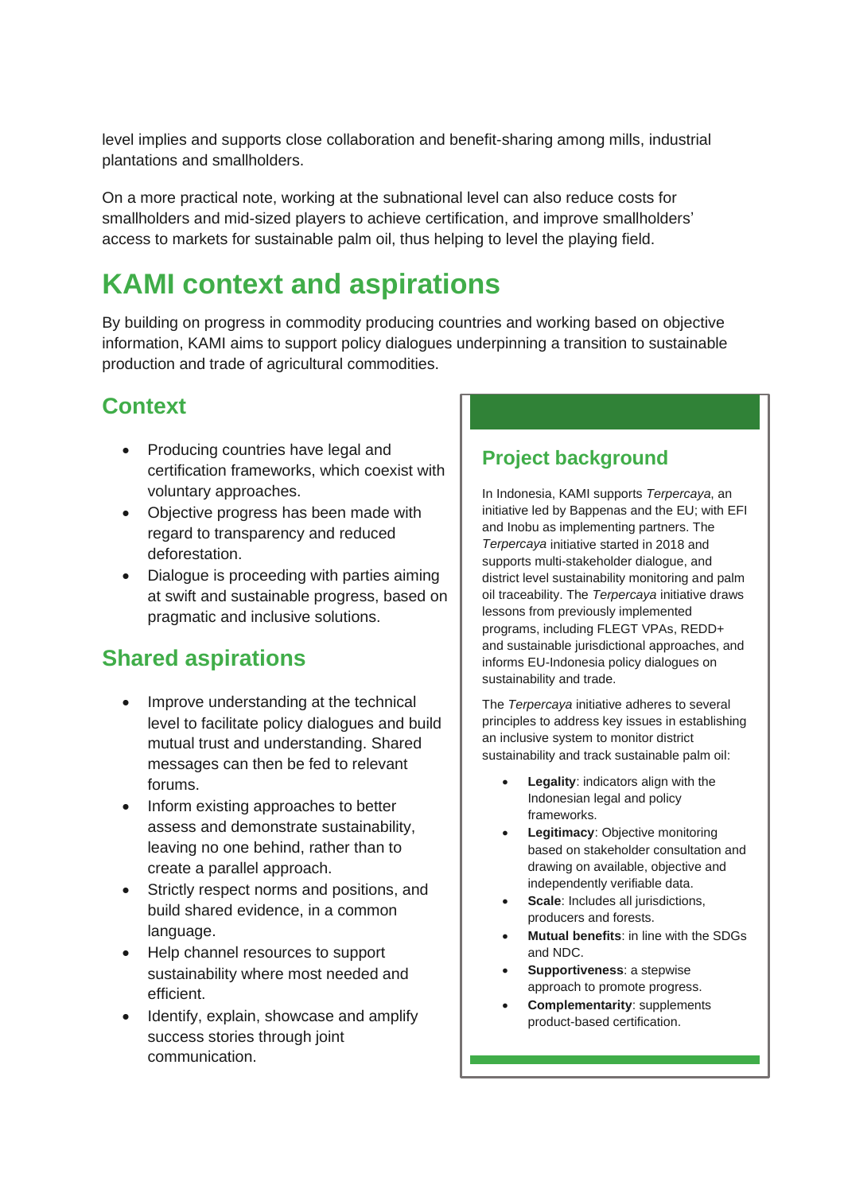level implies and supports close collaboration and benefit-sharing among mills, industrial plantations and smallholders.

On a more practical note, working at the subnational level can also reduce costs for smallholders and mid-sized players to achieve certification, and improve smallholders' access to markets for sustainable palm oil, thus helping to level the playing field.

# KAMI context and aspirations

By building on progress in commodity producing countries and working based on objective information, KAMI aims to support policy dialogues underpinning a transition to sustainable production and trade of agricultural commodities.

## Context

- Producing countries have legal and certification frameworks, which coexist with voluntary approaches.
- Objective progress has been made with regard to transparency and reduced deforestation.
- Dialogue is proceeding with parties aiming at swift and sustainable progress, based on pragmatic and inclusive solutions.

## Shared aspirations

- Improve understanding at the technical level to facilitate policy dialogues and build mutual trust and understanding. Shared messages can then be fed to relevant forums.
- Inform existing approaches to better assess and demonstrate sustainability, leaving no one behind, rather than to create a parallel approach.
- Strictly respect norms and positions, and build shared evidence, in a common language.
- Help channel resources to support sustainability where most needed and efficient.
- Identify, explain, showcase and amplify success stories through joint communication.

## Project background

In Indonesia, KAMI supports *Terpercaya*, an initiative led by Bappenas and the EU; with EFI and Inobu as implementing partners. The *Terpercaya* initiative started in 2018 and supports multi-stakeholder dialogue, and district level sustainability monitoring and palm oil traceability. The *Terpercaya* initiative draws lessons from previously implemented programs, including FLEGT VPAs, REDD+ and sustainable jurisdictional approaches, and informs EU-Indonesia policy dialogues on sustainability and trade.

The *Terpercaya* initiative adheres to several principles to address key issues in establishing an inclusive system to monitor district sustainability and track sustainable palm oil:

- **Legality**: indicators align with the Indonesian legal and policy frameworks.
- **Legitimacy**: Objective monitoring based on stakeholder consultation and drawing on available, objective and independently verifiable data.
- **Scale**: Includes all jurisdictions, producers and forests.
- **Mutual benefits**: in line with the SDGs and NDC.
- **Supportiveness**: a stepwise approach to promote progress.
- **Complementarity**: supplements product-based certification.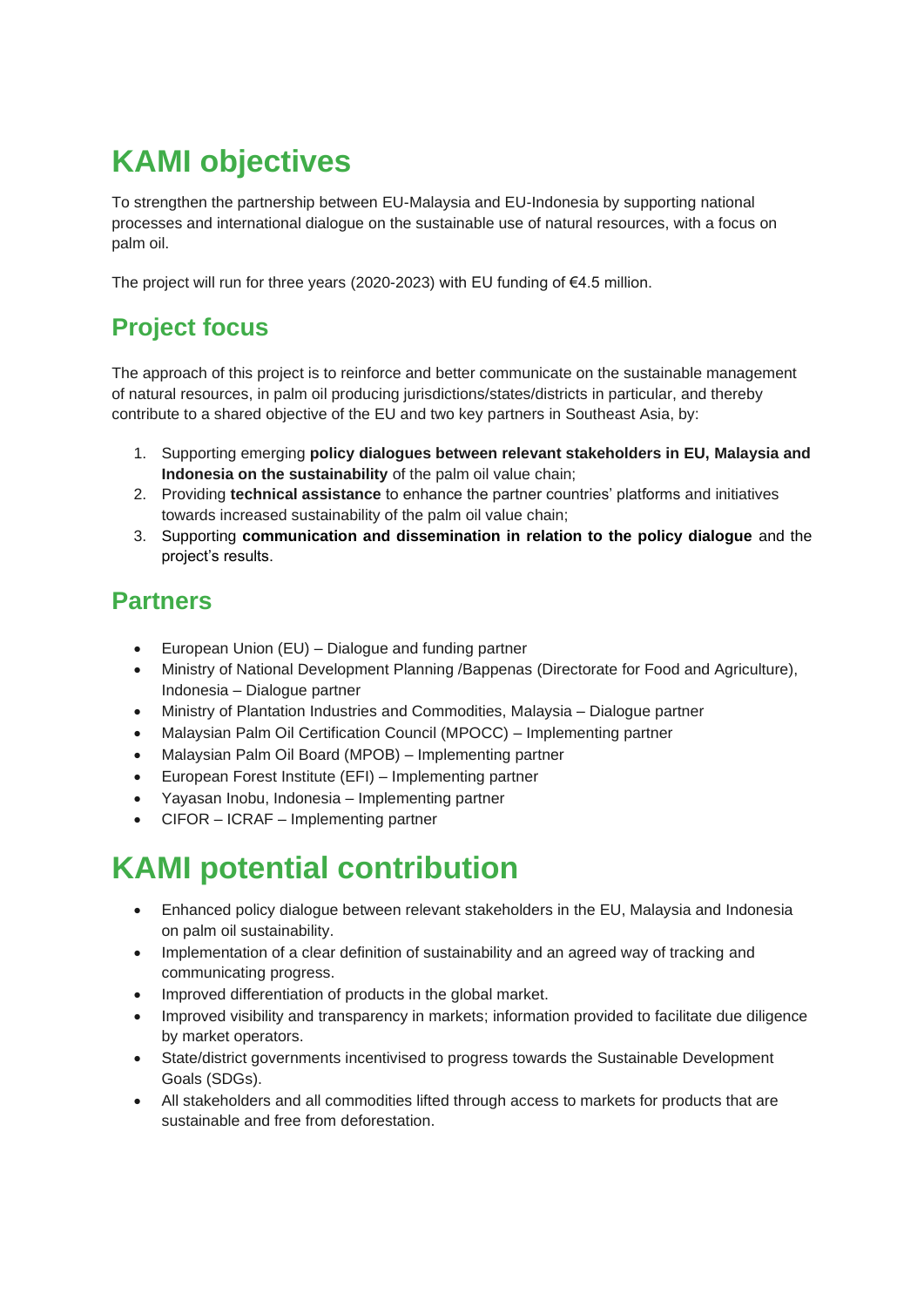# KAMI objectives

To strengthen the partnership between EU-Malaysia and EU-Indonesia by supporting national processes and international dialogue on the sustainable use of natural resources, with a focus on palm oil.

The project will run for three years (2020-2023) with EU funding of €4.5 million.

## Project focus

The approach of this project is to reinforce and better communicate on the sustainable management of natural resources, in palm oil producing jurisdictions/states/districts in particular, and thereby contribute to a shared objective of the EU and two key partners in Southeast Asia, by:

1. Supporting emerging **policy dialogues between relevant stakeholders in EU, Malaysia and Indonesia on the sustainability** of the palm oil value chain;
2. Providing **technical assistance** to enhance the partner countries' platforms and initiatives towards increased sustainability of the palm oil value chain;
3. Supporting **communication and dissemination in relation to the policy dialogue** and the project's results.

## Partners

- European Union (EU) – Dialogue and funding partner
- Ministry of National Development Planning /Bappenas (Directorate for Food and Agriculture), Indonesia – Dialogue partner
- Ministry of Plantation Industries and Commodities, Malaysia – Dialogue partner
- Malaysian Palm Oil Certification Council (MPOCC) – Implementing partner
- Malaysian Palm Oil Board (MPOB) – Implementing partner
- European Forest Institute (EFI) – Implementing partner
- Yayasan Inobu, Indonesia – Implementing partner
- CIFOR – ICRAF – Implementing partner

# KAMI potential contribution

- Enhanced policy dialogue between relevant stakeholders in the EU, Malaysia and Indonesia on palm oil sustainability.
- Implementation of a clear definition of sustainability and an agreed way of tracking and communicating progress.
- Improved differentiation of products in the global market.
- Improved visibility and transparency in markets; information provided to facilitate due diligence by market operators.
- State/district governments incentivised to progress towards the Sustainable Development Goals (SDGs).
- All stakeholders and all commodities lifted through access to markets for products that are sustainable and free from deforestation.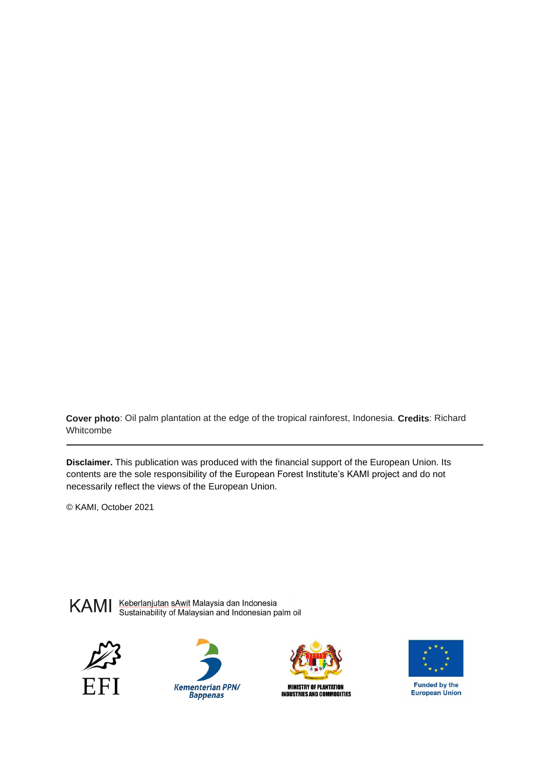**Cover photo**: Oil palm plantation at the edge of the tropical rainforest, Indonesia. **Credits**: Richard Whitcombe

---

**Disclaimer.** This publication was produced with the financial support of the European Union. Its contents are the sole responsibility of the European Forest Institute's KAMI project and do not necessarily reflect the views of the European Union.

© KAMI, October 2021

KAMI Keberlanjutan sAwit Malaysia dan Indonesia
Sustainability of Malaysian and Indonesian palm oil

EFI

Kementerian PPN/ Bappenas

MINISTRY OF PLANTATION INDUSTRIES AND COMMODITIES

Funded by the European Union